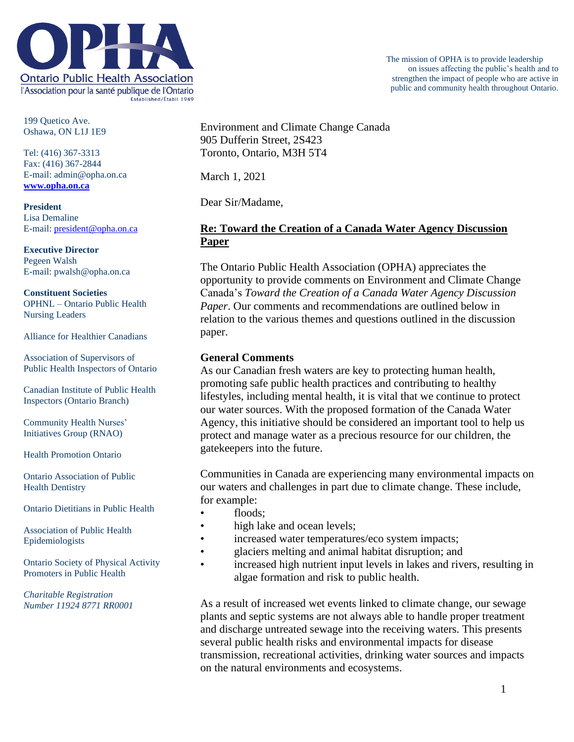# Ontario Public Health Association

l'Association pour la santé publique de l'Ontario

Established/Établi 1949

The mission of OPHA is to provide leadership on issues affecting the public's health and to strengthen the impact of people who are active in public and community health throughout Ontario.

199 Quetico Ave.
Oshawa, ON L1J 1E9

Tel: (416) 367-3313
Fax: (416) 367-2844
E-mail: admin@opha.on.ca
**www.opha.on.ca**

**President**
Lisa Demaline
E-mail: president@opha.on.ca

**Executive Director**
Pegeen Walsh
E-mail: pwalsh@opha.on.ca

**Constituent Societies**
OPHNL – Ontario Public Health Nursing Leaders

Alliance for Healthier Canadians

Association of Supervisors of Public Health Inspectors of Ontario

Canadian Institute of Public Health Inspectors (Ontario Branch)

Community Health Nurses' Initiatives Group (RNAO)

Health Promotion Ontario

Ontario Association of Public Health Dentistry

Ontario Dietitians in Public Health

Association of Public Health Epidemiologists

Ontario Society of Physical Activity Promoters in Public Health

*Charitable Registration Number 11924 8771 RR0001*

Environment and Climate Change Canada
905 Dufferin Street, 2S423
Toronto, Ontario, M3H 5T4

March 1, 2021

Dear Sir/Madame,

**Re: Toward the Creation of a Canada Water Agency Discussion Paper**

The Ontario Public Health Association (OPHA) appreciates the opportunity to provide comments on Environment and Climate Change Canada's *Toward the Creation of a Canada Water Agency Discussion Paper*. Our comments and recommendations are outlined below in relation to the various themes and questions outlined in the discussion paper.

**General Comments**

As our Canadian fresh waters are key to protecting human health, promoting safe public health practices and contributing to healthy lifestyles, including mental health, it is vital that we continue to protect our water sources. With the proposed formation of the Canada Water Agency, this initiative should be considered an important tool to help us protect and manage water as a precious resource for our children, the gatekeepers into the future.

Communities in Canada are experiencing many environmental impacts on our waters and challenges in part due to climate change. These include, for example:

- floods;
- high lake and ocean levels;
- increased water temperatures/eco system impacts;
- glaciers melting and animal habitat disruption; and
- increased high nutrient input levels in lakes and rivers, resulting in algae formation and risk to public health.

As a result of increased wet events linked to climate change, our sewage plants and septic systems are not always able to handle proper treatment and discharge untreated sewage into the receiving waters. This presents several public health risks and environmental impacts for disease transmission, recreational activities, drinking water sources and impacts on the natural environments and ecosystems.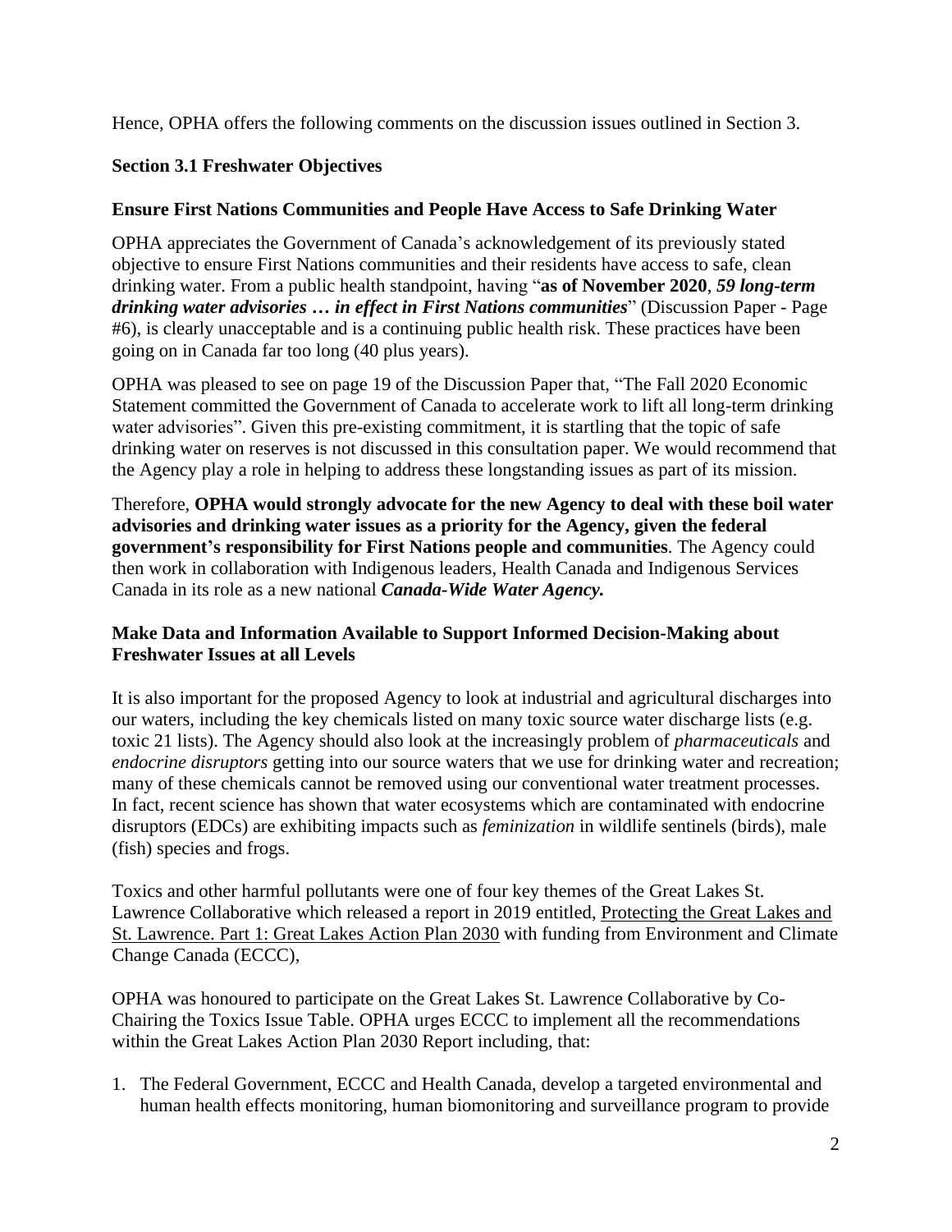Hence, OPHA offers the following comments on the discussion issues outlined in Section 3.

### Section 3.1 Freshwater Objectives

#### Ensure First Nations Communities and People Have Access to Safe Drinking Water

OPHA appreciates the Government of Canada's acknowledgement of its previously stated objective to ensure First Nations communities and their residents have access to safe, clean drinking water. From a public health standpoint, having "**as of November 2020**, ***59 long-term drinking water advisories … in effect in First Nations communities***" (Discussion Paper - Page #6), is clearly unacceptable and is a continuing public health risk. These practices have been going on in Canada far too long (40 plus years).

OPHA was pleased to see on page 19 of the Discussion Paper that, "The Fall 2020 Economic Statement committed the Government of Canada to accelerate work to lift all long-term drinking water advisories". Given this pre-existing commitment, it is startling that the topic of safe drinking water on reserves is not discussed in this consultation paper. We would recommend that the Agency play a role in helping to address these longstanding issues as part of its mission.

Therefore, **OPHA would strongly advocate for the new Agency to deal with these boil water advisories and drinking water issues as a priority for the Agency, given the federal government's responsibility for First Nations people and communities**. The Agency could then work in collaboration with Indigenous leaders, Health Canada and Indigenous Services Canada in its role as a new national ***Canada-Wide Water Agency.***

#### Make Data and Information Available to Support Informed Decision-Making about Freshwater Issues at all Levels

It is also important for the proposed Agency to look at industrial and agricultural discharges into our waters, including the key chemicals listed on many toxic source water discharge lists (e.g. toxic 21 lists). The Agency should also look at the increasingly problem of *pharmaceuticals* and *endocrine disruptors* getting into our source waters that we use for drinking water and recreation; many of these chemicals cannot be removed using our conventional water treatment processes. In fact, recent science has shown that water ecosystems which are contaminated with endocrine disruptors (EDCs) are exhibiting impacts such as *feminization* in wildlife sentinels (birds), male (fish) species and frogs.

Toxics and other harmful pollutants were one of four key themes of the Great Lakes St. Lawrence Collaborative which released a report in 2019 entitled, Protecting the Great Lakes and St. Lawrence. Part 1: Great Lakes Action Plan 2030 with funding from Environment and Climate Change Canada (ECCC),

OPHA was honoured to participate on the Great Lakes St. Lawrence Collaborative by Co-Chairing the Toxics Issue Table. OPHA urges ECCC to implement all the recommendations within the Great Lakes Action Plan 2030 Report including, that:

1. The Federal Government, ECCC and Health Canada, develop a targeted environmental and human health effects monitoring, human biomonitoring and surveillance program to provide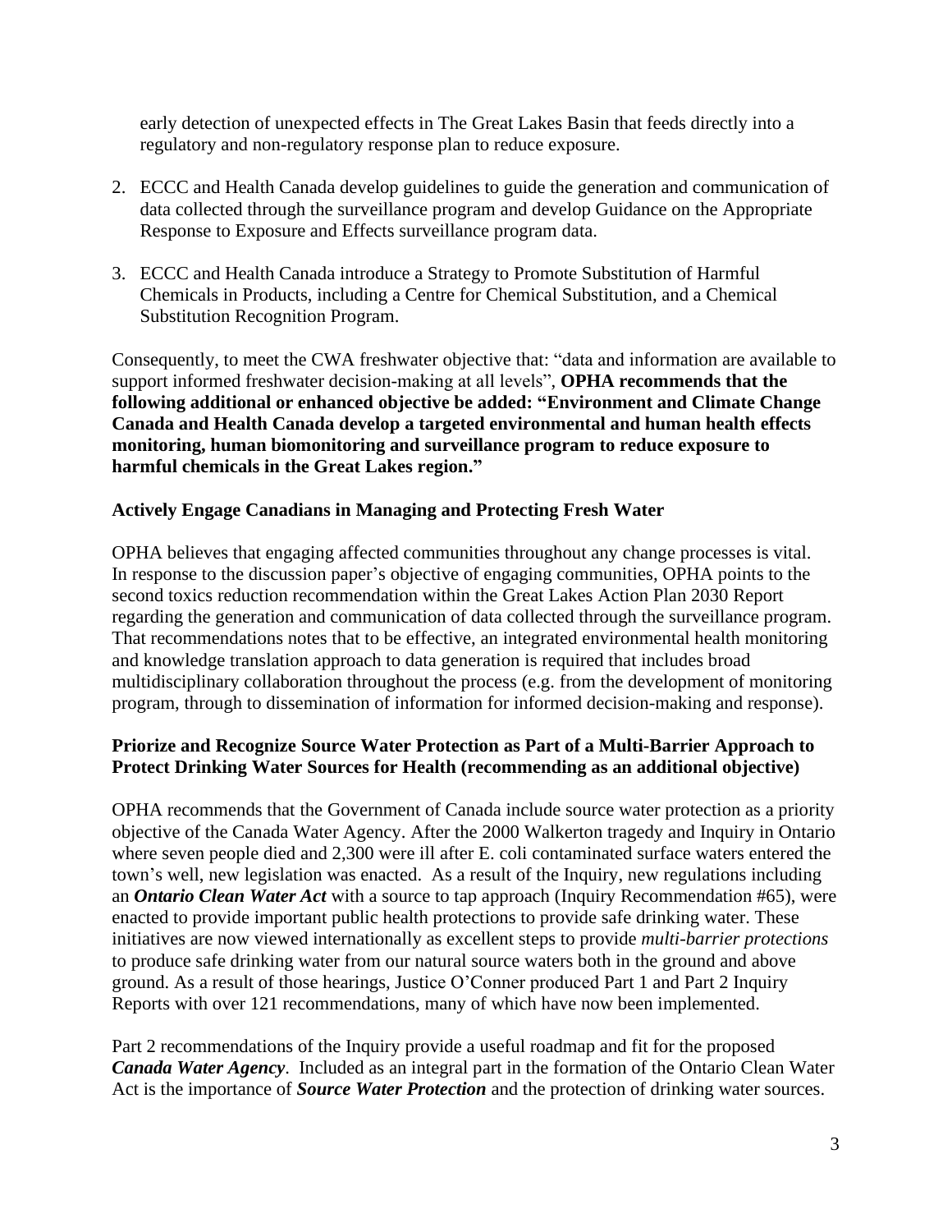early detection of unexpected effects in The Great Lakes Basin that feeds directly into a regulatory and non-regulatory response plan to reduce exposure.

2. ECCC and Health Canada develop guidelines to guide the generation and communication of data collected through the surveillance program and develop Guidance on the Appropriate Response to Exposure and Effects surveillance program data.

3. ECCC and Health Canada introduce a Strategy to Promote Substitution of Harmful Chemicals in Products, including a Centre for Chemical Substitution, and a Chemical Substitution Recognition Program.

Consequently, to meet the CWA freshwater objective that: "data and information are available to support informed freshwater decision-making at all levels", **OPHA recommends that the following additional or enhanced objective be added: "Environment and Climate Change Canada and Health Canada develop a targeted environmental and human health effects monitoring, human biomonitoring and surveillance program to reduce exposure to harmful chemicals in the Great Lakes region."**

### Actively Engage Canadians in Managing and Protecting Fresh Water

OPHA believes that engaging affected communities throughout any change processes is vital. In response to the discussion paper's objective of engaging communities, OPHA points to the second toxics reduction recommendation within the Great Lakes Action Plan 2030 Report regarding the generation and communication of data collected through the surveillance program. That recommendations notes that to be effective, an integrated environmental health monitoring and knowledge translation approach to data generation is required that includes broad multidisciplinary collaboration throughout the process (e.g. from the development of monitoring program, through to dissemination of information for informed decision-making and response).

### Priorize and Recognize Source Water Protection as Part of a Multi-Barrier Approach to Protect Drinking Water Sources for Health (recommending as an additional objective)

OPHA recommends that the Government of Canada include source water protection as a priority objective of the Canada Water Agency. After the 2000 Walkerton tragedy and Inquiry in Ontario where seven people died and 2,300 were ill after E. coli contaminated surface waters entered the town's well, new legislation was enacted. As a result of the Inquiry, new regulations including an ***Ontario Clean Water Act*** with a source to tap approach (Inquiry Recommendation #65), were enacted to provide important public health protections to provide safe drinking water. These initiatives are now viewed internationally as excellent steps to provide *multi-barrier protections* to produce safe drinking water from our natural source waters both in the ground and above ground. As a result of those hearings, Justice O'Conner produced Part 1 and Part 2 Inquiry Reports with over 121 recommendations, many of which have now been implemented.

Part 2 recommendations of the Inquiry provide a useful roadmap and fit for the proposed ***Canada Water Agency***. Included as an integral part in the formation of the Ontario Clean Water Act is the importance of ***Source Water Protection*** and the protection of drinking water sources.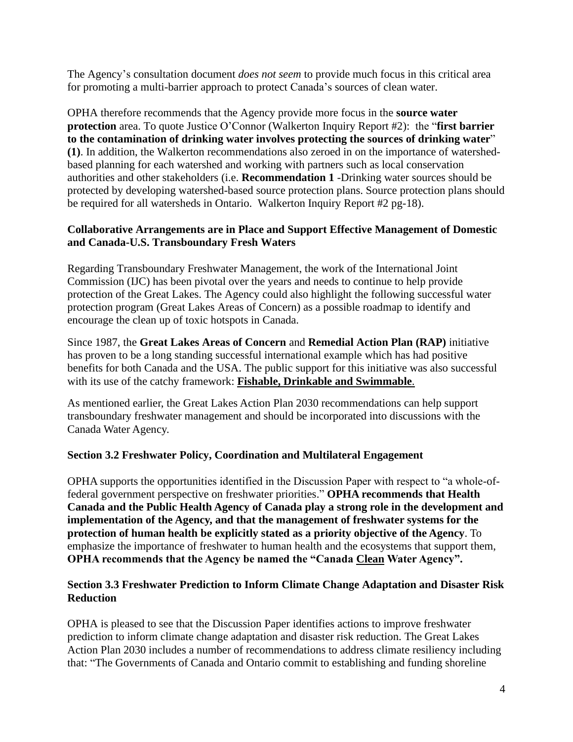The Agency's consultation document *does not seem* to provide much focus in this critical area for promoting a multi-barrier approach to protect Canada's sources of clean water.

OPHA therefore recommends that the Agency provide more focus in the **source water protection** area. To quote Justice O'Connor (Walkerton Inquiry Report #2): the "**first barrier to the contamination of drinking water involves protecting the sources of drinking water**" **(1)**. In addition, the Walkerton recommendations also zeroed in on the importance of watershed-based planning for each watershed and working with partners such as local conservation authorities and other stakeholders (i.e. **Recommendation 1** -Drinking water sources should be protected by developing watershed-based source protection plans. Source protection plans should be required for all watersheds in Ontario. Walkerton Inquiry Report #2 pg-18).

### Collaborative Arrangements are in Place and Support Effective Management of Domestic and Canada-U.S. Transboundary Fresh Waters

Regarding Transboundary Freshwater Management, the work of the International Joint Commission (IJC) has been pivotal over the years and needs to continue to help provide protection of the Great Lakes. The Agency could also highlight the following successful water protection program (Great Lakes Areas of Concern) as a possible roadmap to identify and encourage the clean up of toxic hotspots in Canada.

Since 1987, the **Great Lakes Areas of Concern** and **Remedial Action Plan (RAP)** initiative has proven to be a long standing successful international example which has had positive benefits for both Canada and the USA. The public support for this initiative was also successful with its use of the catchy framework: **Fishable, Drinkable and Swimmable**.

As mentioned earlier, the Great Lakes Action Plan 2030 recommendations can help support transboundary freshwater management and should be incorporated into discussions with the Canada Water Agency.

### Section 3.2 Freshwater Policy, Coordination and Multilateral Engagement

OPHA supports the opportunities identified in the Discussion Paper with respect to "a whole-of-federal government perspective on freshwater priorities." **OPHA recommends that Health Canada and the Public Health Agency of Canada play a strong role in the development and implementation of the Agency, and that the management of freshwater systems for the protection of human health be explicitly stated as a priority objective of the Agency**. To emphasize the importance of freshwater to human health and the ecosystems that support them, **OPHA recommends that the Agency be named the "Canada Clean Water Agency".**

### Section 3.3 Freshwater Prediction to Inform Climate Change Adaptation and Disaster Risk Reduction

OPHA is pleased to see that the Discussion Paper identifies actions to improve freshwater prediction to inform climate change adaptation and disaster risk reduction. The Great Lakes Action Plan 2030 includes a number of recommendations to address climate resiliency including that: "The Governments of Canada and Ontario commit to establishing and funding shoreline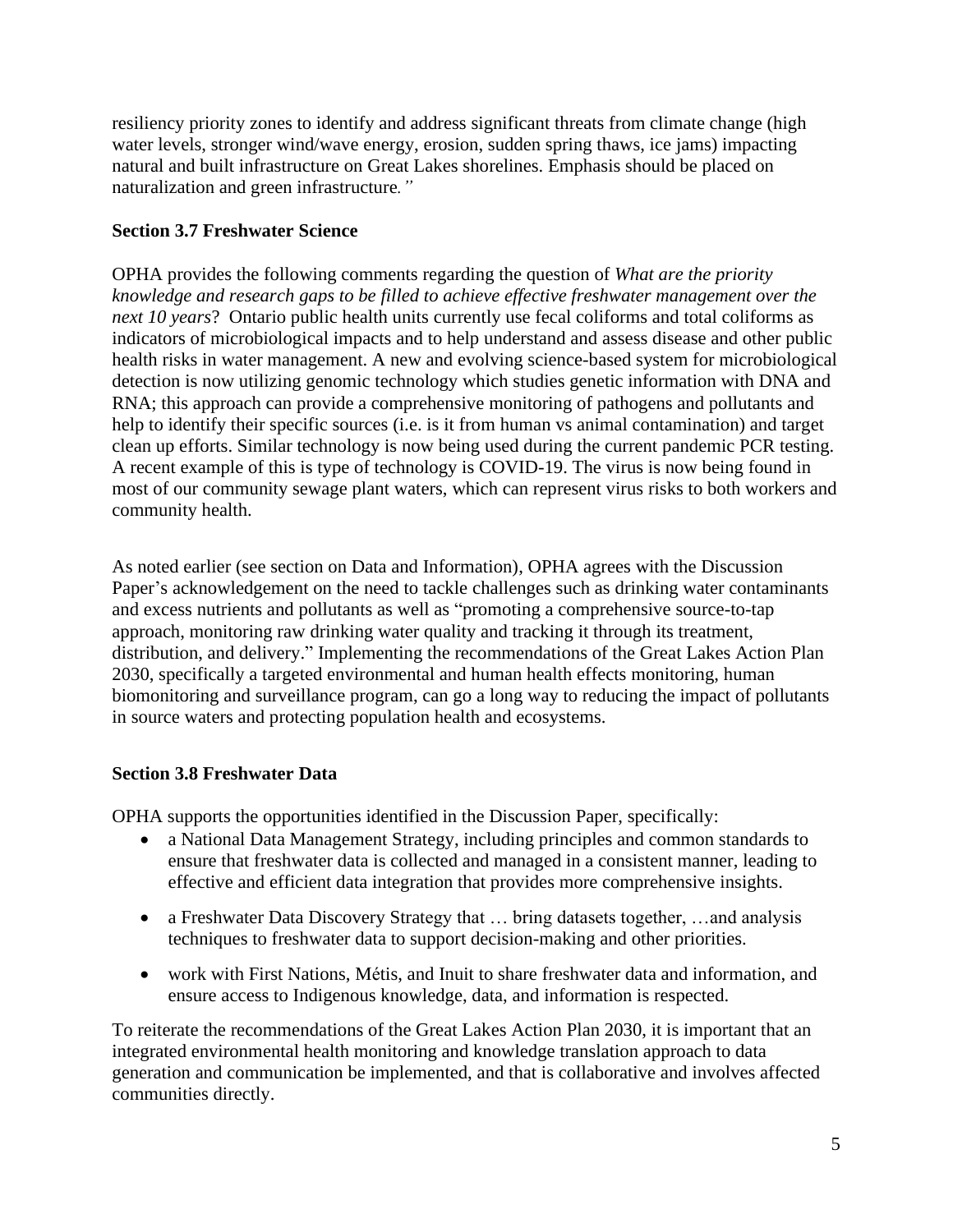resiliency priority zones to identify and address significant threats from climate change (high water levels, stronger wind/wave energy, erosion, sudden spring thaws, ice jams) impacting natural and built infrastructure on Great Lakes shorelines. Emphasis should be placed on naturalization and green infrastructure*."*

**Section 3.7 Freshwater Science**

OPHA provides the following comments regarding the question of *What are the priority knowledge and research gaps to be filled to achieve effective freshwater management over the next 10 years*? Ontario public health units currently use fecal coliforms and total coliforms as indicators of microbiological impacts and to help understand and assess disease and other public health risks in water management. A new and evolving science-based system for microbiological detection is now utilizing genomic technology which studies genetic information with DNA and RNA; this approach can provide a comprehensive monitoring of pathogens and pollutants and help to identify their specific sources (i.e. is it from human vs animal contamination) and target clean up efforts. Similar technology is now being used during the current pandemic PCR testing. A recent example of this is type of technology is COVID-19. The virus is now being found in most of our community sewage plant waters, which can represent virus risks to both workers and community health.

As noted earlier (see section on Data and Information), OPHA agrees with the Discussion Paper's acknowledgement on the need to tackle challenges such as drinking water contaminants and excess nutrients and pollutants as well as "promoting a comprehensive source-to-tap approach, monitoring raw drinking water quality and tracking it through its treatment, distribution, and delivery." Implementing the recommendations of the Great Lakes Action Plan 2030, specifically a targeted environmental and human health effects monitoring, human biomonitoring and surveillance program, can go a long way to reducing the impact of pollutants in source waters and protecting population health and ecosystems.

**Section 3.8 Freshwater Data**

OPHA supports the opportunities identified in the Discussion Paper, specifically:

- a National Data Management Strategy, including principles and common standards to ensure that freshwater data is collected and managed in a consistent manner, leading to effective and efficient data integration that provides more comprehensive insights.
- a Freshwater Data Discovery Strategy that … bring datasets together, …and analysis techniques to freshwater data to support decision-making and other priorities.
- work with First Nations, Métis, and Inuit to share freshwater data and information, and ensure access to Indigenous knowledge, data, and information is respected.

To reiterate the recommendations of the Great Lakes Action Plan 2030, it is important that an integrated environmental health monitoring and knowledge translation approach to data generation and communication be implemented, and that is collaborative and involves affected communities directly.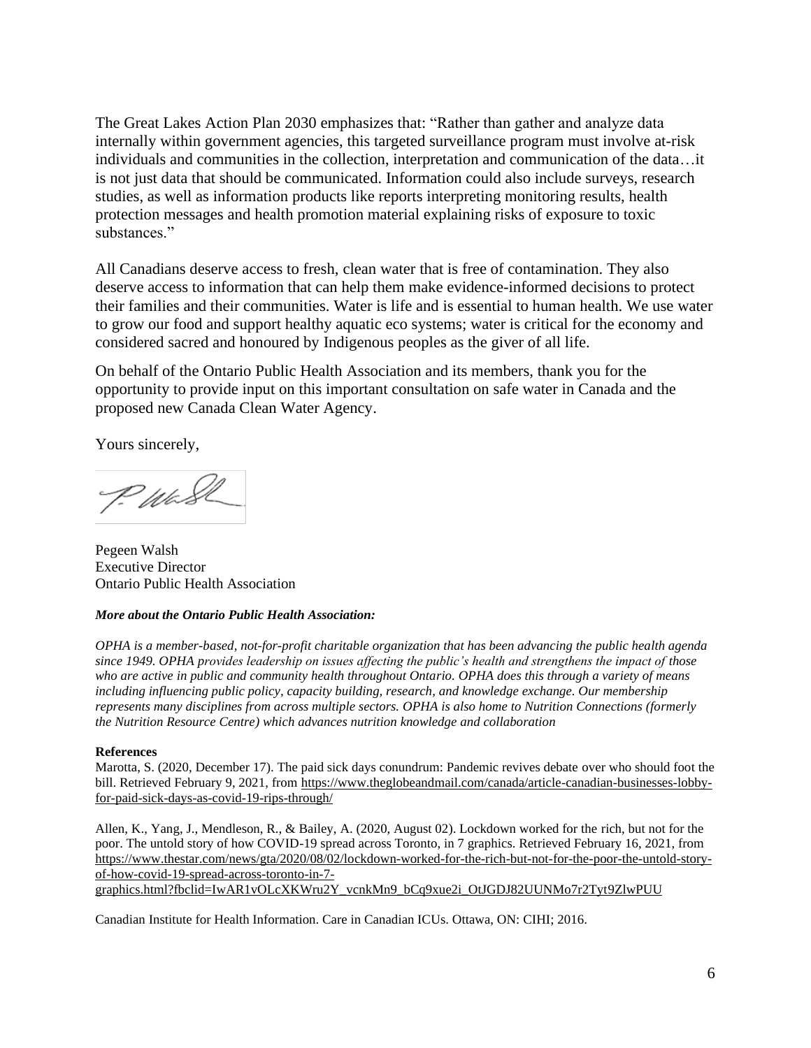The Great Lakes Action Plan 2030 emphasizes that: "Rather than gather and analyze data internally within government agencies, this targeted surveillance program must involve at-risk individuals and communities in the collection, interpretation and communication of the data…it is not just data that should be communicated. Information could also include surveys, research studies, as well as information products like reports interpreting monitoring results, health protection messages and health promotion material explaining risks of exposure to toxic substances."

All Canadians deserve access to fresh, clean water that is free of contamination. They also deserve access to information that can help them make evidence-informed decisions to protect their families and their communities. Water is life and is essential to human health. We use water to grow our food and support healthy aquatic eco systems; water is critical for the economy and considered sacred and honoured by Indigenous peoples as the giver of all life.

On behalf of the Ontario Public Health Association and its members, thank you for the opportunity to provide input on this important consultation on safe water in Canada and the proposed new Canada Clean Water Agency.

Yours sincerely,

Pegeen Walsh
Executive Director
Ontario Public Health Association

***More about the Ontario Public Health Association:***

*OPHA is a member-based, not-for-profit charitable organization that has been advancing the public health agenda since 1949. OPHA provides leadership on issues affecting the public's health and strengthens the impact of those who are active in public and community health throughout Ontario. OPHA does this through a variety of means including influencing public policy, capacity building, research, and knowledge exchange. Our membership represents many disciplines from across multiple sectors. OPHA is also home to Nutrition Connections (formerly the Nutrition Resource Centre) which advances nutrition knowledge and collaboration*

**References**

Marotta, S. (2020, December 17). The paid sick days conundrum: Pandemic revives debate over who should foot the bill. Retrieved February 9, 2021, from https://www.theglobeandmail.com/canada/article-canadian-businesses-lobby-for-paid-sick-days-as-covid-19-rips-through/

Allen, K., Yang, J., Mendleson, R., & Bailey, A. (2020, August 02). Lockdown worked for the rich, but not for the poor. The untold story of how COVID-19 spread across Toronto, in 7 graphics. Retrieved February 16, 2021, from https://www.thestar.com/news/gta/2020/08/02/lockdown-worked-for-the-rich-but-not-for-the-poor-the-untold-story-of-how-covid-19-spread-across-toronto-in-7-graphics.html?fbclid=IwAR1vOLcXKWru2Y_vcnkMn9_bCq9xue2i_OtJGDJ82UUNMo7r2Tyt9ZlwPUU

Canadian Institute for Health Information. Care in Canadian ICUs. Ottawa, ON: CIHI; 2016.